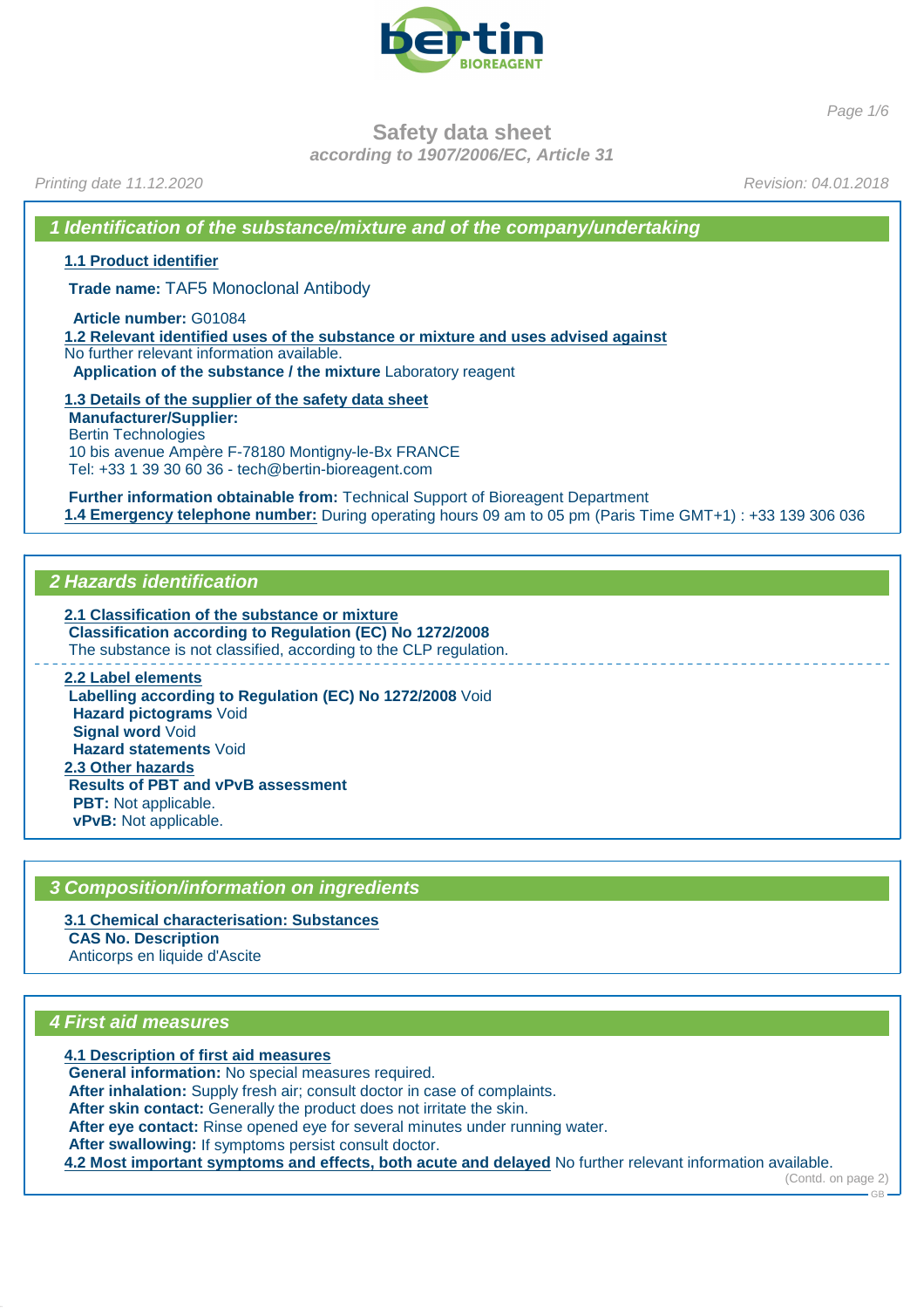# Safety data sheet

*according to 1907/2006/EC, Article 31*

*Printing date 11.12.2020* *Revision: 04.01.2018*

## 1 Identification of the substance/mixture and of the company/undertaking

### 1.1 Product identifier

**Trade name:** TAF5 Monoclonal Antibody

**Article number:** G01084

### 1.2 Relevant identified uses of the substance or mixture and uses advised against

No further relevant information available.

**Application of the substance / the mixture** Laboratory reagent

### 1.3 Details of the supplier of the safety data sheet

**Manufacturer/Supplier:**
Bertin Technologies
10 bis avenue Ampère F-78180 Montigny-le-Bx FRANCE
Tel: +33 1 39 30 60 36 - tech@bertin-bioreagent.com

**Further information obtainable from:** Technical Support of Bioreagent Department

**1.4 Emergency telephone number:** During operating hours 09 am to 05 pm (Paris Time GMT+1) : +33 139 306 036

## 2 Hazards identification

### 2.1 Classification of the substance or mixture

**Classification according to Regulation (EC) No 1272/2008**
The substance is not classified, according to the CLP regulation.

### 2.2 Label elements

**Labelling according to Regulation (EC) No 1272/2008** Void
**Hazard pictograms** Void
**Signal word** Void
**Hazard statements** Void

### 2.3 Other hazards

**Results of PBT and vPvB assessment**
**PBT:** Not applicable.
**vPvB:** Not applicable.

## 3 Composition/information on ingredients

### 3.1 Chemical characterisation: Substances

**CAS No. Description**
Anticorps en liquide d'Ascite

## 4 First aid measures

### 4.1 Description of first aid measures

**General information:** No special measures required.
**After inhalation:** Supply fresh air; consult doctor in case of complaints.
**After skin contact:** Generally the product does not irritate the skin.
**After eye contact:** Rinse opened eye for several minutes under running water.
**After swallowing:** If symptoms persist consult doctor.

**4.2 Most important symptoms and effects, both acute and delayed** No further relevant information available.

(Contd. on page 2)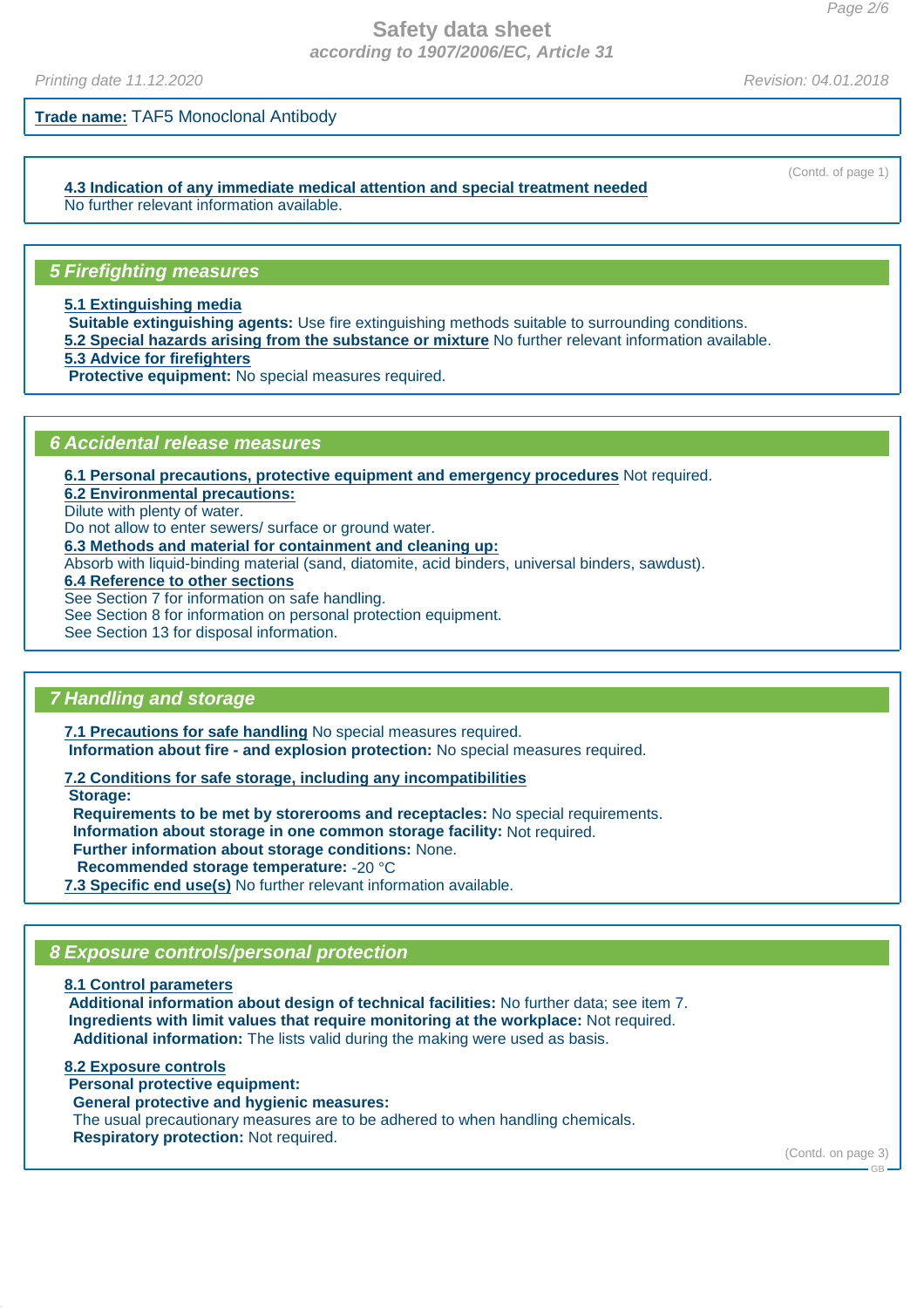**Trade name:** TAF5 Monoclonal Antibody

(Contd. of page 1)

**4.3 Indication of any immediate medical attention and special treatment needed**
No further relevant information available.

## 5 Firefighting measures

**5.1 Extinguishing media**
**Suitable extinguishing agents:** Use fire extinguishing methods suitable to surrounding conditions.
**5.2 Special hazards arising from the substance or mixture** No further relevant information available.
**5.3 Advice for firefighters**
**Protective equipment:** No special measures required.

## 6 Accidental release measures

**6.1 Personal precautions, protective equipment and emergency procedures** Not required.
**6.2 Environmental precautions:**
Dilute with plenty of water.
Do not allow to enter sewers/ surface or ground water.
**6.3 Methods and material for containment and cleaning up:**
Absorb with liquid-binding material (sand, diatomite, acid binders, universal binders, sawdust).
**6.4 Reference to other sections**
See Section 7 for information on safe handling.
See Section 8 for information on personal protection equipment.
See Section 13 for disposal information.

## 7 Handling and storage

**7.1 Precautions for safe handling** No special measures required.
**Information about fire - and explosion protection:** No special measures required.

**7.2 Conditions for safe storage, including any incompatibilities**
**Storage:**
**Requirements to be met by storerooms and receptacles:** No special requirements.
**Information about storage in one common storage facility:** Not required.
**Further information about storage conditions:** None.
**Recommended storage temperature:** -20 °C
**7.3 Specific end use(s)** No further relevant information available.

## 8 Exposure controls/personal protection

**8.1 Control parameters**
**Additional information about design of technical facilities:** No further data; see item 7.
**Ingredients with limit values that require monitoring at the workplace:** Not required.
**Additional information:** The lists valid during the making were used as basis.

**8.2 Exposure controls**
**Personal protective equipment:**
**General protective and hygienic measures:**
The usual precautionary measures are to be adhered to when handling chemicals.
**Respiratory protection:** Not required.

(Contd. on page 3)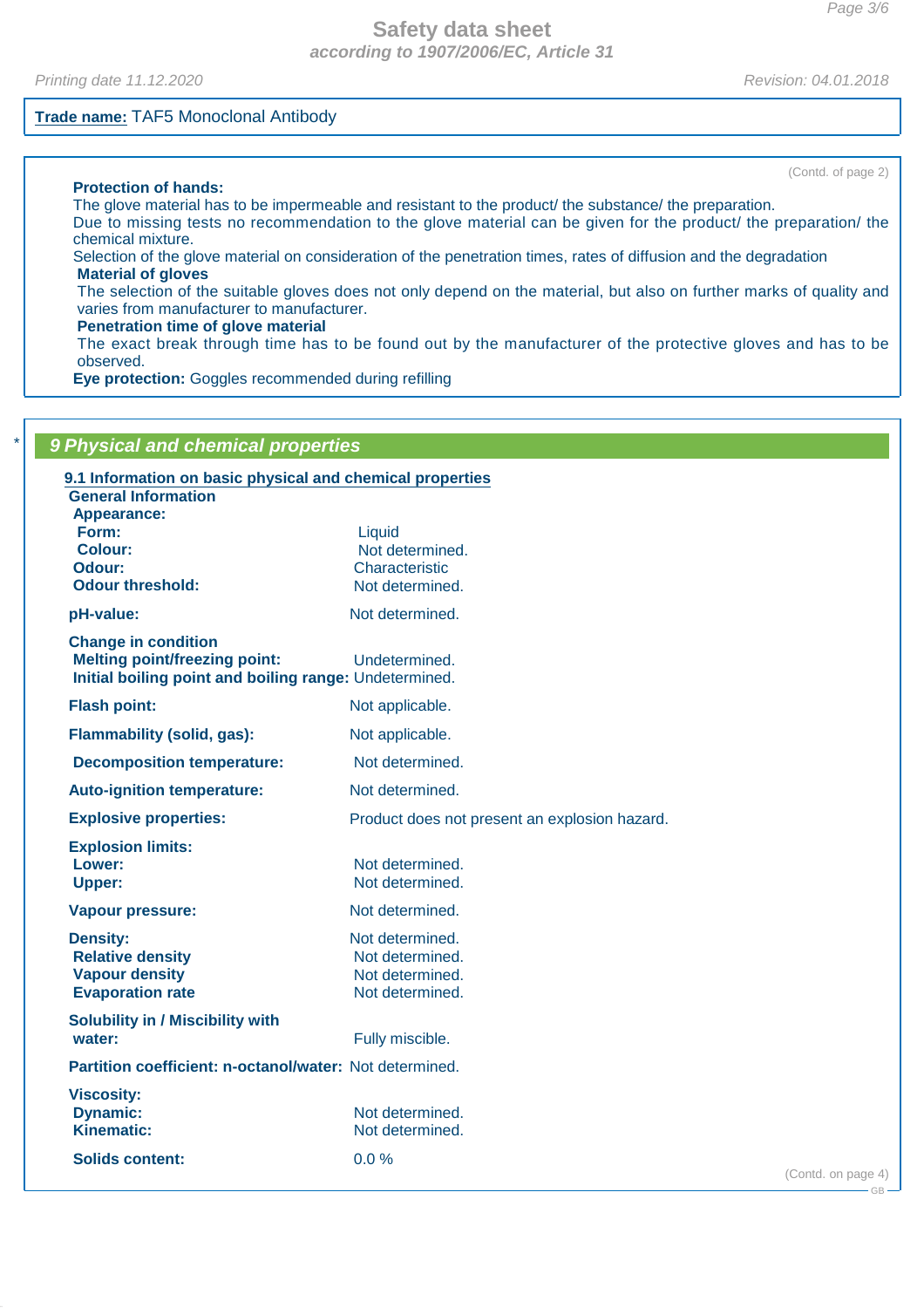**Trade name:** TAF5 Monoclonal Antibody

(Contd. of page 2)

**Protection of hands:**

The glove material has to be impermeable and resistant to the product/ the substance/ the preparation.

Due to missing tests no recommendation to the glove material can be given for the product/ the preparation/ the chemical mixture.

Selection of the glove material on consideration of the penetration times, rates of diffusion and the degradation

**Material of gloves**

The selection of the suitable gloves does not only depend on the material, but also on further marks of quality and varies from manufacturer to manufacturer.

**Penetration time of glove material**

The exact break through time has to be found out by the manufacturer of the protective gloves and has to be observed.

**Eye protection:** Goggles recommended during refilling

## * 9 Physical and chemical properties

**9.1 Information on basic physical and chemical properties**

**General Information**

**Appearance:**

| | |
|---|---|
| **Form:** | Liquid |
| **Colour:** | Not determined. |
| **Odour:** | Characteristic |
| **Odour threshold:** | Not determined. |
| **pH-value:** | Not determined. |
| **Change in condition** | |
| **Melting point/freezing point:** | Undetermined. |
| **Initial boiling point and boiling range:** | Undetermined. |
| **Flash point:** | Not applicable. |
| **Flammability (solid, gas):** | Not applicable. |
| **Decomposition temperature:** | Not determined. |
| **Auto-ignition temperature:** | Not determined. |
| **Explosive properties:** | Product does not present an explosion hazard. |
| **Explosion limits:** | |
| **Lower:** | Not determined. |
| **Upper:** | Not determined. |
| **Vapour pressure:** | Not determined. |
| **Density:** | Not determined. |
| **Relative density** | Not determined. |
| **Vapour density** | Not determined. |
| **Evaporation rate** | Not determined. |
| **Solubility in / Miscibility with** | |
| **water:** | Fully miscible. |
| **Partition coefficient: n-octanol/water:** | Not determined. |
| **Viscosity:** | |
| **Dynamic:** | Not determined. |
| **Kinematic:** | Not determined. |
| **Solids content:** | 0.0 % |

(Contd. on page 4)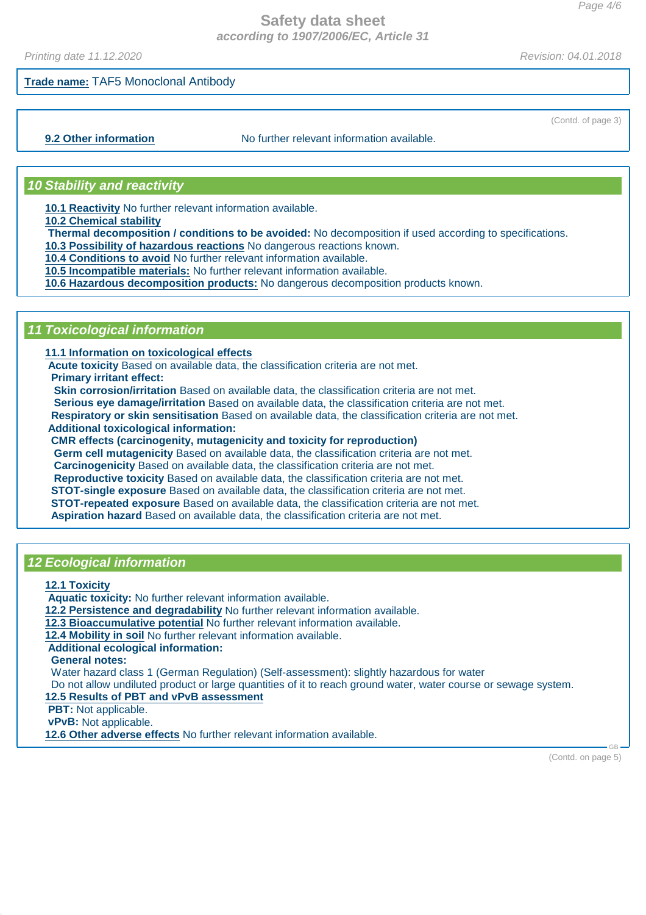**Trade name:** TAF5 Monoclonal Antibody

(Contd. of page 3)

**9.2 Other information** No further relevant information available.

## 10 Stability and reactivity

**10.1 Reactivity** No further relevant information available.

**10.2 Chemical stability**

**Thermal decomposition / conditions to be avoided:** No decomposition if used according to specifications.

**10.3 Possibility of hazardous reactions** No dangerous reactions known.

**10.4 Conditions to avoid** No further relevant information available.

**10.5 Incompatible materials:** No further relevant information available.

**10.6 Hazardous decomposition products:** No dangerous decomposition products known.

## 11 Toxicological information

**11.1 Information on toxicological effects**

**Acute toxicity** Based on available data, the classification criteria are not met.

**Primary irritant effect:**

**Skin corrosion/irritation** Based on available data, the classification criteria are not met.

**Serious eye damage/irritation** Based on available data, the classification criteria are not met.

**Respiratory or skin sensitisation** Based on available data, the classification criteria are not met.

**Additional toxicological information:**

**CMR effects (carcinogenity, mutagenicity and toxicity for reproduction)**

**Germ cell mutagenicity** Based on available data, the classification criteria are not met.

**Carcinogenicity** Based on available data, the classification criteria are not met.

**Reproductive toxicity** Based on available data, the classification criteria are not met.

**STOT-single exposure** Based on available data, the classification criteria are not met.

**STOT-repeated exposure** Based on available data, the classification criteria are not met.

**Aspiration hazard** Based on available data, the classification criteria are not met.

## 12 Ecological information

**12.1 Toxicity**

**Aquatic toxicity:** No further relevant information available.

**12.2 Persistence and degradability** No further relevant information available.

**12.3 Bioaccumulative potential** No further relevant information available.

**12.4 Mobility in soil** No further relevant information available.

**Additional ecological information:**

**General notes:**

Water hazard class 1 (German Regulation) (Self-assessment): slightly hazardous for water

Do not allow undiluted product or large quantities of it to reach ground water, water course or sewage system.

**12.5 Results of PBT and vPvB assessment**

**PBT:** Not applicable.

**vPvB:** Not applicable.

**12.6 Other adverse effects** No further relevant information available.

(Contd. on page 5)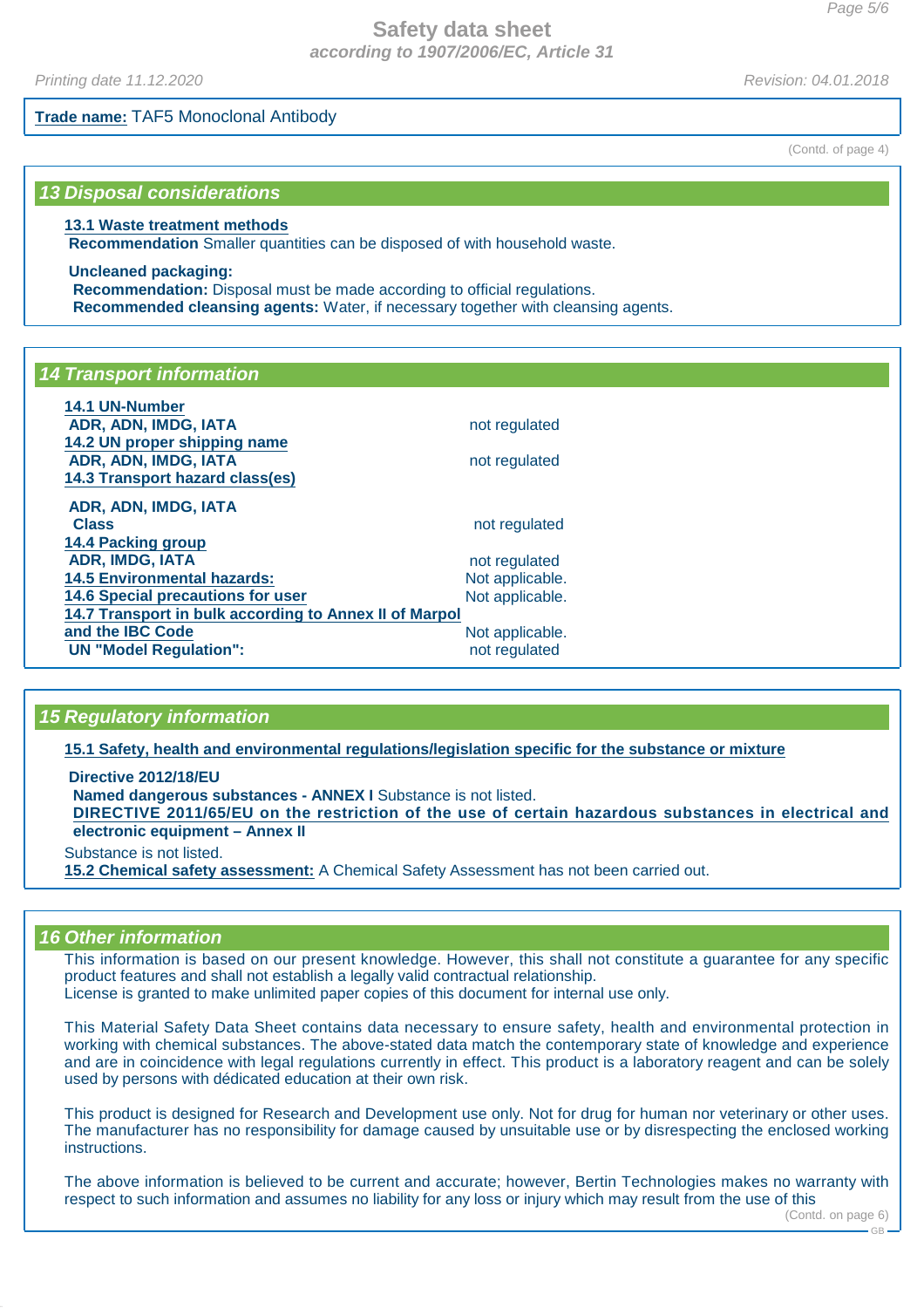**Trade name:** TAF5 Monoclonal Antibody

(Contd. of page 4)

## 13 Disposal considerations

**13.1 Waste treatment methods**

**Recommendation** Smaller quantities can be disposed of with household waste.

**Uncleaned packaging:**

**Recommendation:** Disposal must be made according to official regulations.

**Recommended cleansing agents:** Water, if necessary together with cleansing agents.

## 14 Transport information

| | |
|---|---|
| **14.1 UN-Number** | |
| **ADR, ADN, IMDG, IATA** | not regulated |
| **14.2 UN proper shipping name** | |
| **ADR, ADN, IMDG, IATA** | not regulated |
| **14.3 Transport hazard class(es)** | |
| **ADR, ADN, IMDG, IATA** | |
| **Class** | not regulated |
| **14.4 Packing group** | |
| **ADR, IMDG, IATA** | not regulated |
| **14.5 Environmental hazards:** | Not applicable. |
| **14.6 Special precautions for user** | Not applicable. |
| **14.7 Transport in bulk according to Annex II of Marpol and the IBC Code** | Not applicable. |
| **UN "Model Regulation":** | not regulated |

## 15 Regulatory information

**15.1 Safety, health and environmental regulations/legislation specific for the substance or mixture**

**Directive 2012/18/EU**

**Named dangerous substances - ANNEX I** Substance is not listed.

**DIRECTIVE 2011/65/EU on the restriction of the use of certain hazardous substances in electrical and electronic equipment – Annex II**

Substance is not listed.

**15.2 Chemical safety assessment:** A Chemical Safety Assessment has not been carried out.

## 16 Other information

This information is based on our present knowledge. However, this shall not constitute a guarantee for any specific product features and shall not establish a legally valid contractual relationship.
License is granted to make unlimited paper copies of this document for internal use only.

This Material Safety Data Sheet contains data necessary to ensure safety, health and environmental protection in working with chemical substances. The above-stated data match the contemporary state of knowledge and experience and are in coincidence with legal regulations currently in effect. This product is a laboratory reagent and can be solely used by persons with dédicated education at their own risk.

This product is designed for Research and Development use only. Not for drug for human nor veterinary or other uses. The manufacturer has no responsibility for damage caused by unsuitable use or by disrespecting the enclosed working instructions.

The above information is believed to be current and accurate; however, Bertin Technologies makes no warranty with respect to such information and assumes no liability for any loss or injury which may result from the use of this

(Contd. on page 6)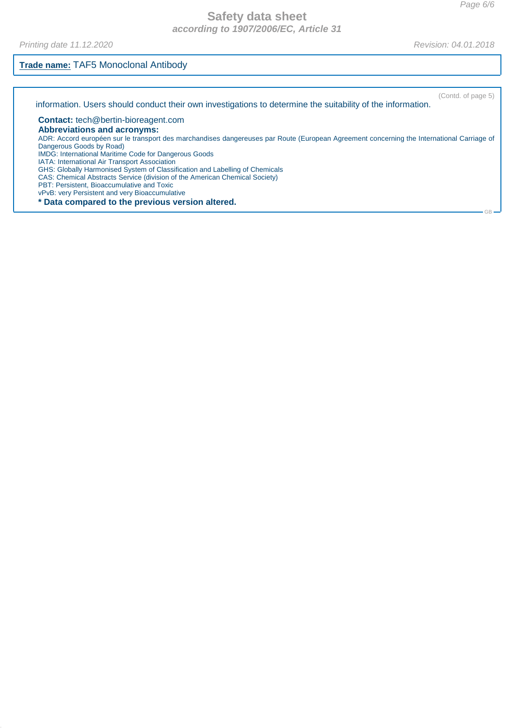**Trade name:** TAF5 Monoclonal Antibody

information. Users should conduct their own investigations to determine the suitability of the information.

**Contact:** tech@bertin-bioreagent.com

**Abbreviations and acronyms:**

ADR: Accord européen sur le transport des marchandises dangereuses par Route (European Agreement concerning the International Carriage of Dangerous Goods by Road)
IMDG: International Maritime Code for Dangerous Goods
IATA: International Air Transport Association
GHS: Globally Harmonised System of Classification and Labelling of Chemicals
CAS: Chemical Abstracts Service (division of the American Chemical Society)
PBT: Persistent, Bioaccumulative and Toxic
vPvB: very Persistent and very Bioaccumulative

**\* Data compared to the previous version altered.**